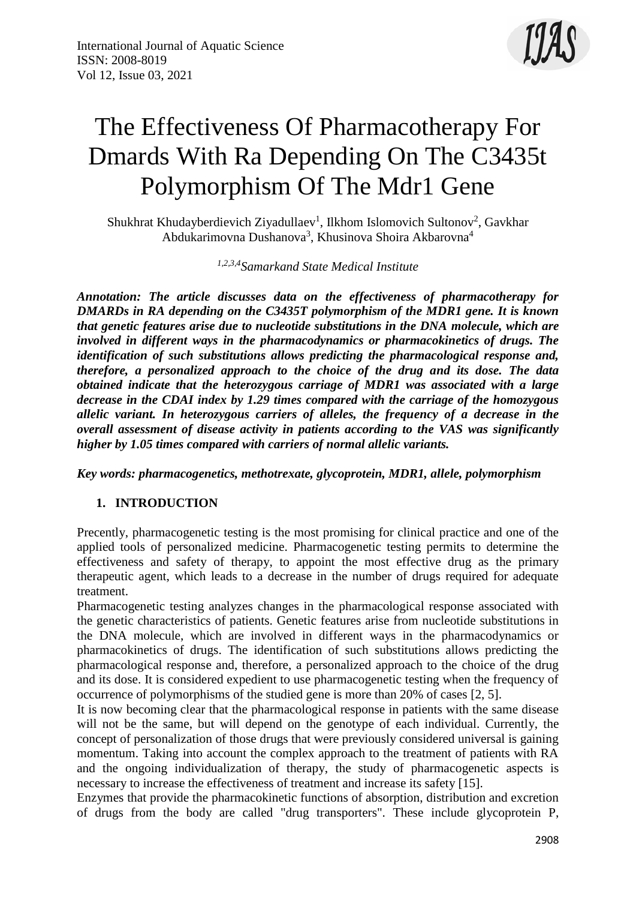# The Effectiveness Of Pharmacotherapy For Dmards With Ra Depending On The C3435t Polymorphism Of The Mdr1 Gene

Shukhrat Khudayberdievich Ziyadullaev[1], Ilkhom Islomovich Sultonov[2], Gavkhar Abdukarimovna Dushanova[3], Khusinova Shoira Akbarovna[4]

*[1,2,3,4]Samarkand State Medical Institute*

***Annotation: The article discusses data on the effectiveness of pharmacotherapy for DMARDs in RA depending on the C3435T polymorphism of the MDR1 gene. It is known that genetic features arise due to nucleotide substitutions in the DNA molecule, which are involved in different ways in the pharmacodynamics or pharmacokinetics of drugs. The identification of such substitutions allows predicting the pharmacological response and, therefore, a personalized approach to the choice of the drug and its dose. The data obtained indicate that the heterozygous carriage of MDR1 was associated with a large decrease in the CDAI index by 1.29 times compared with the carriage of the homozygous allelic variant. In heterozygous carriers of alleles, the frequency of a decrease in the overall assessment of disease activity in patients according to the VAS was significantly higher by 1.05 times compared with carriers of normal allelic variants.***

***Key words: pharmacogenetics, methotrexate, glycoprotein, MDR1, allele, polymorphism***

## 1. INTRODUCTION

Precently, pharmacogenetic testing is the most promising for clinical practice and one of the applied tools of personalized medicine. Pharmacogenetic testing permits to determine the effectiveness and safety of therapy, to appoint the most effective drug as the primary therapeutic agent, which leads to a decrease in the number of drugs required for adequate treatment.

Pharmacogenetic testing analyzes changes in the pharmacological response associated with the genetic characteristics of patients. Genetic features arise from nucleotide substitutions in the DNA molecule, which are involved in different ways in the pharmacodynamics or pharmacokinetics of drugs. The identification of such substitutions allows predicting the pharmacological response and, therefore, a personalized approach to the choice of the drug and its dose. It is considered expedient to use pharmacogenetic testing when the frequency of occurrence of polymorphisms of the studied gene is more than 20% of cases [2, 5].

It is now becoming clear that the pharmacological response in patients with the same disease will not be the same, but will depend on the genotype of each individual. Currently, the concept of personalization of those drugs that were previously considered universal is gaining momentum. Taking into account the complex approach to the treatment of patients with RA and the ongoing individualization of therapy, the study of pharmacogenetic aspects is necessary to increase the effectiveness of treatment and increase its safety [15].

Enzymes that provide the pharmacokinetic functions of absorption, distribution and excretion of drugs from the body are called "drug transporters". These include glycoprotein P,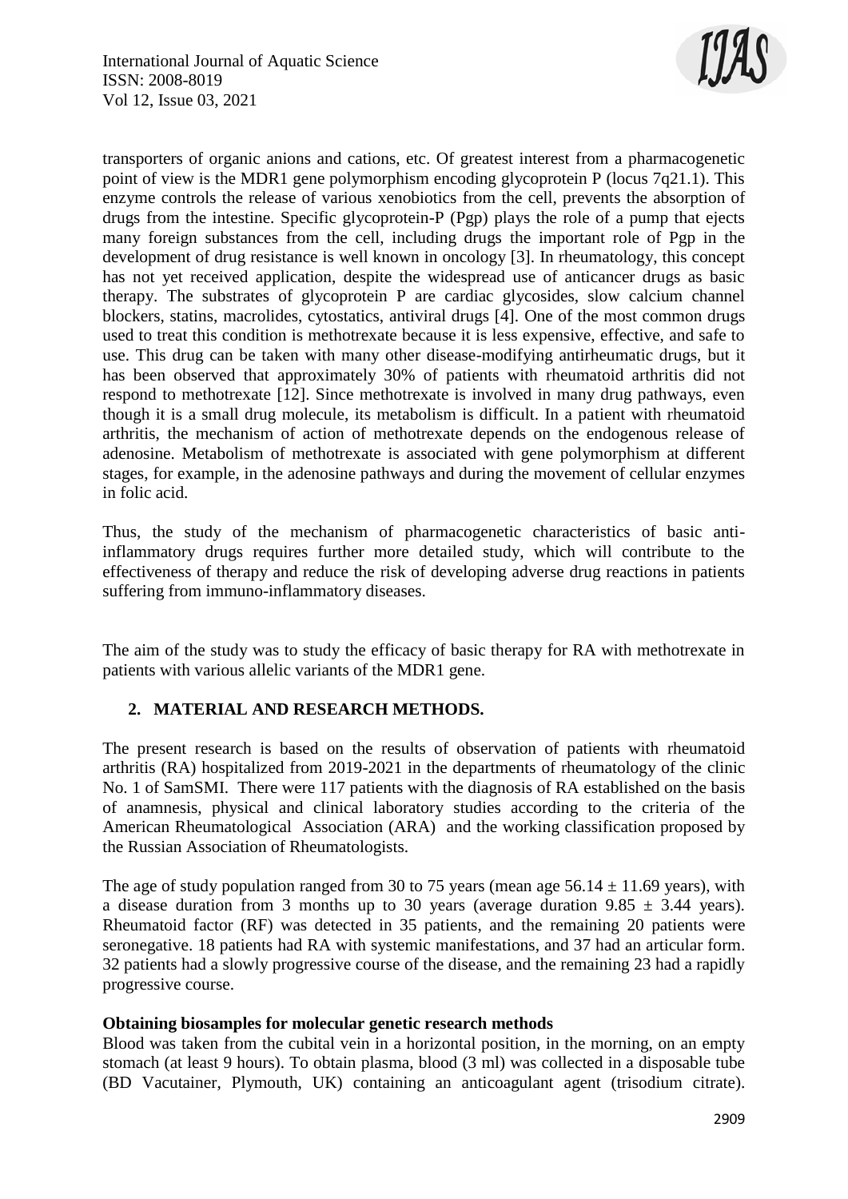transporters of organic anions and cations, etc. Of greatest interest from a pharmacogenetic point of view is the MDR1 gene polymorphism encoding glycoprotein P (locus 7q21.1). This enzyme controls the release of various xenobiotics from the cell, prevents the absorption of drugs from the intestine. Specific glycoprotein-P (Pgp) plays the role of a pump that ejects many foreign substances from the cell, including drugs the important role of Pgp in the development of drug resistance is well known in oncology [3]. In rheumatology, this concept has not yet received application, despite the widespread use of anticancer drugs as basic therapy. The substrates of glycoprotein P are cardiac glycosides, slow calcium channel blockers, statins, macrolides, cytostatics, antiviral drugs [4]. One of the most common drugs used to treat this condition is methotrexate because it is less expensive, effective, and safe to use. This drug can be taken with many other disease-modifying antirheumatic drugs, but it has been observed that approximately 30% of patients with rheumatoid arthritis did not respond to methotrexate [12]. Since methotrexate is involved in many drug pathways, even though it is a small drug molecule, its metabolism is difficult. In a patient with rheumatoid arthritis, the mechanism of action of methotrexate depends on the endogenous release of adenosine. Metabolism of methotrexate is associated with gene polymorphism at different stages, for example, in the adenosine pathways and during the movement of cellular enzymes in folic acid.

Thus, the study of the mechanism of pharmacogenetic characteristics of basic anti-inflammatory drugs requires further more detailed study, which will contribute to the effectiveness of therapy and reduce the risk of developing adverse drug reactions in patients suffering from immuno-inflammatory diseases.

The aim of the study was to study the efficacy of basic therapy for RA with methotrexate in patients with various allelic variants of the MDR1 gene.

## 2. MATERIAL AND RESEARCH METHODS.

The present research is based on the results of observation of patients with rheumatoid arthritis (RA) hospitalized from 2019-2021 in the departments of rheumatology of the clinic No. 1 of SamSMI. There were 117 patients with the diagnosis of RA established on the basis of anamnesis, physical and clinical laboratory studies according to the criteria of the American Rheumatological Association (ARA) and the working classification proposed by the Russian Association of Rheumatologists.

The age of study population ranged from 30 to 75 years (mean age $56.14 \pm 11.69$ years), with a disease duration from 3 months up to 30 years (average duration $9.85 \pm 3.44$ years). Rheumatoid factor (RF) was detected in 35 patients, and the remaining 20 patients were seronegative. 18 patients had RA with systemic manifestations, and 37 had an articular form. 32 patients had a slowly progressive course of the disease, and the remaining 23 had a rapidly progressive course.

**Obtaining biosamples for molecular genetic research methods**

Blood was taken from the cubital vein in a horizontal position, in the morning, on an empty stomach (at least 9 hours). To obtain plasma, blood (3 ml) was collected in a disposable tube (BD Vacutainer, Plymouth, UK) containing an anticoagulant agent (trisodium citrate).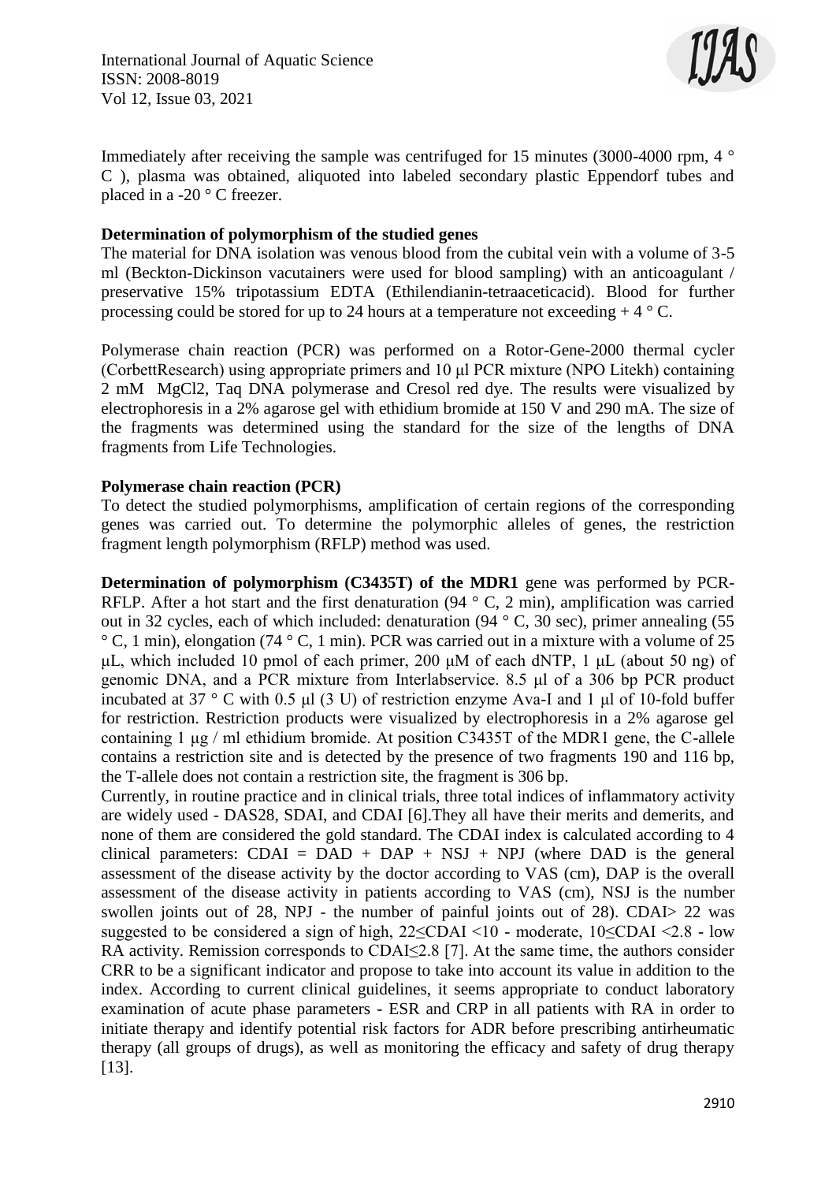Immediately after receiving the sample was centrifuged for 15 minutes (3000-4000 rpm, 4 ° C ), plasma was obtained, aliquoted into labeled secondary plastic Eppendorf tubes and placed in a -20 ° C freezer.

**Determination of polymorphism of the studied genes**

The material for DNA isolation was venous blood from the cubital vein with a volume of 3-5 ml (Beckton-Dickinson vacutainers were used for blood sampling) with an anticoagulant / preservative 15% tripotassium EDTA (Ethilendianin-tetraaceticacid). Blood for further processing could be stored for up to 24 hours at a temperature not exceeding + 4 ° C.

Polymerase chain reaction (PCR) was performed on a Rotor-Gene-2000 thermal cycler (CorbettResearch) using appropriate primers and 10 μl PCR mixture (NPO Litekh) containing 2 mM $MgCl_2$, Taq DNA polymerase and Cresol red dye. The results were visualized by electrophoresis in a 2% agarose gel with ethidium bromide at 150 V and 290 mA. The size of the fragments was determined using the standard for the size of the lengths of DNA fragments from Life Technologies.

**Polymerase chain reaction (PCR)**

To detect the studied polymorphisms, amplification of certain regions of the corresponding genes was carried out. To determine the polymorphic alleles of genes, the restriction fragment length polymorphism (RFLP) method was used.

**Determination of polymorphism (C3435T) of the MDR1** gene was performed by PCR-RFLP. After a hot start and the first denaturation (94 ° C, 2 min), amplification was carried out in 32 cycles, each of which included: denaturation (94 ° C, 30 sec), primer annealing (55 ° C, 1 min), elongation (74 ° C, 1 min). PCR was carried out in a mixture with a volume of 25 μL, which included 10 pmol of each primer, 200 μM of each dNTP, 1 μL (about 50 ng) of genomic DNA, and a PCR mixture from Interlabservice. 8.5 μl of a 306 bp PCR product incubated at 37 ° C with 0.5 μl (3 U) of restriction enzyme Ava-I and 1 μl of 10-fold buffer for restriction. Restriction products were visualized by electrophoresis in a 2% agarose gel containing 1 μg / ml ethidium bromide. At position C3435T of the MDR1 gene, the C-allele contains a restriction site and is detected by the presence of two fragments 190 and 116 bp, the T-allele does not contain a restriction site, the fragment is 306 bp.

Currently, in routine practice and in clinical trials, three total indices of inflammatory activity are widely used - DAS28, SDAI, and CDAI [6].They all have their merits and demerits, and none of them are considered the gold standard. The CDAI index is calculated according to 4 clinical parameters: CDAI = DAD + DAP + NSJ + NPJ (where DAD is the general assessment of the disease activity by the doctor according to VAS (cm), DAP is the overall assessment of the disease activity in patients according to VAS (cm), NSJ is the number swollen joints out of 28, NPJ - the number of painful joints out of 28). CDAI> 22 was suggested to be considered a sign of high, 22≤CDAI <10 - moderate, 10≤CDAI <2.8 - low RA activity. Remission corresponds to CDAI≤2.8 [7]. At the same time, the authors consider CRR to be a significant indicator and propose to take into account its value in addition to the index. According to current clinical guidelines, it seems appropriate to conduct laboratory examination of acute phase parameters - ESR and CRP in all patients with RA in order to initiate therapy and identify potential risk factors for ADR before prescribing antirheumatic therapy (all groups of drugs), as well as monitoring the efficacy and safety of drug therapy [13].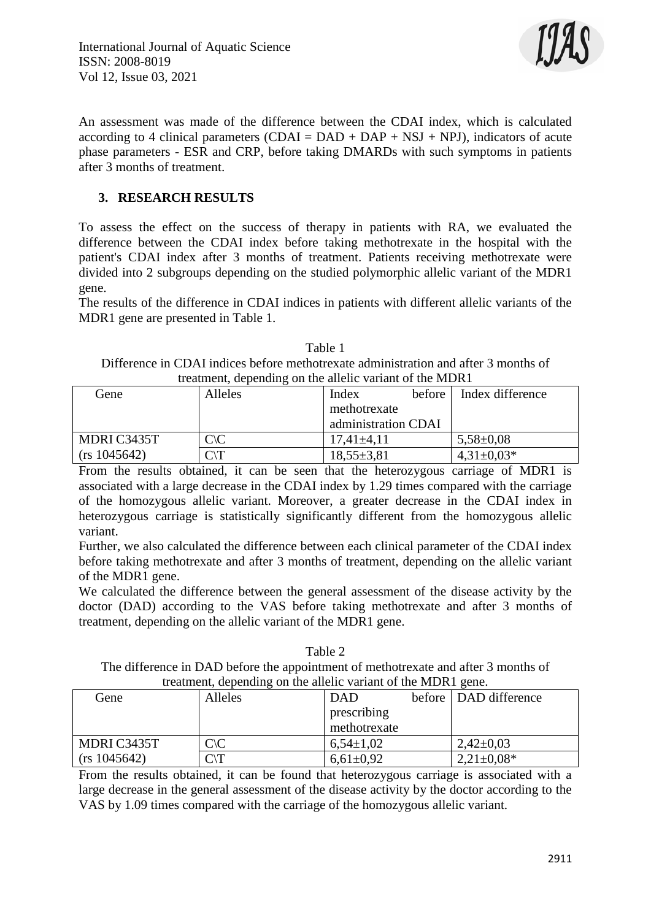An assessment was made of the difference between the CDAI index, which is calculated according to 4 clinical parameters (CDAI = DAD + DAP + NSJ + NPJ), indicators of acute phase parameters - ESR and CRP, before taking DMARDs with such symptoms in patients after 3 months of treatment.

## 3. RESEARCH RESULTS

To assess the effect on the success of therapy in patients with RA, we evaluated the difference between the CDAI index before taking methotrexate in the hospital with the patient's CDAI index after 3 months of treatment. Patients receiving methotrexate were divided into 2 subgroups depending on the studied polymorphic allelic variant of the MDR1 gene.

The results of the difference in CDAI indices in patients with different allelic variants of the MDR1 gene are presented in Table 1.

Table 1

Difference in CDAI indices before methotrexate administration and after 3 months of treatment, depending on the allelic variant of the MDR1

| Gene | Alleles | Index before methotrexate administration CDAI | Index difference |
|---|---|---|---|
| MDRI C3435T | C\C | 17,41±4,11 | 5,58±0,08 |
| (rs 1045642) | C\T | 18,55±3,81 | 4,31±0,03* |

From the results obtained, it can be seen that the heterozygous carriage of MDR1 is associated with a large decrease in the CDAI index by 1.29 times compared with the carriage of the homozygous allelic variant. Moreover, a greater decrease in the CDAI index in heterozygous carriage is statistically significantly different from the homozygous allelic variant.

Further, we also calculated the difference between each clinical parameter of the CDAI index before taking methotrexate and after 3 months of treatment, depending on the allelic variant of the MDR1 gene.

We calculated the difference between the general assessment of the disease activity by the doctor (DAD) according to the VAS before taking methotrexate and after 3 months of treatment, depending on the allelic variant of the MDR1 gene.

Table 2

The difference in DAD before the appointment of methotrexate and after 3 months of treatment, depending on the allelic variant of the MDR1 gene.

| Gene | Alleles | DAD before prescribing methotrexate | DAD difference |
|---|---|---|---|
| MDRI C3435T | C\C | 6,54±1,02 | 2,42±0,03 |
| (rs 1045642) | C\T | 6,61±0,92 | 2,21±0,08* |

From the results obtained, it can be found that heterozygous carriage is associated with a large decrease in the general assessment of the disease activity by the doctor according to the VAS by 1.09 times compared with the carriage of the homozygous allelic variant.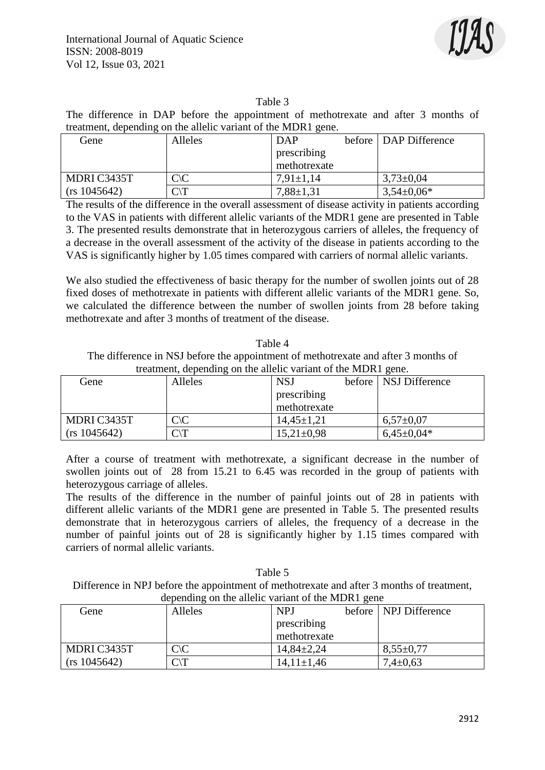Table 3

The difference in DAP before the appointment of methotrexate and after 3 months of treatment, depending on the allelic variant of the MDR1 gene.

| Gene | Alleles | DAP before prescribing methotrexate | DAP Difference |
|---|---|---|---|
| MDRI C3435T (rs 1045642) | C\C | 7,91±1,14 | 3,73±0,04 |
| | C\T | 7,88±1,31 | 3,54±0,06* |

The results of the difference in the overall assessment of disease activity in patients according to the VAS in patients with different allelic variants of the MDR1 gene are presented in Table 3. The presented results demonstrate that in heterozygous carriers of alleles, the frequency of a decrease in the overall assessment of the activity of the disease in patients according to the VAS is significantly higher by 1.05 times compared with carriers of normal allelic variants.

We also studied the effectiveness of basic therapy for the number of swollen joints out of 28 fixed doses of methotrexate in patients with different allelic variants of the MDR1 gene. So, we calculated the difference between the number of swollen joints from 28 before taking methotrexate and after 3 months of treatment of the disease.

Table 4

The difference in NSJ before the appointment of methotrexate and after 3 months of treatment, depending on the allelic variant of the MDR1 gene.

| Gene | Alleles | NSJ before prescribing methotrexate | NSJ Difference |
|---|---|---|---|
| MDRI C3435T (rs 1045642) | C\C | 14,45±1,21 | 6,57±0,07 |
| | C\T | 15,21±0,98 | 6,45±0,04* |

After a course of treatment with methotrexate, a significant decrease in the number of swollen joints out of 28 from 15.21 to 6.45 was recorded in the group of patients with heterozygous carriage of alleles.

The results of the difference in the number of painful joints out of 28 in patients with different allelic variants of the MDR1 gene are presented in Table 5. The presented results demonstrate that in heterozygous carriers of alleles, the frequency of a decrease in the number of painful joints out of 28 is significantly higher by 1.15 times compared with carriers of normal allelic variants.

Table 5

Difference in NPJ before the appointment of methotrexate and after 3 months of treatment, depending on the allelic variant of the MDR1 gene

| Gene | Alleles | NPJ before prescribing methotrexate | NPJ Difference |
|---|---|---|---|
| MDRI C3435T (rs 1045642) | C\C | 14,84±2,24 | 8,55±0,77 |
| | C\T | 14,11±1,46 | 7,4±0,63 |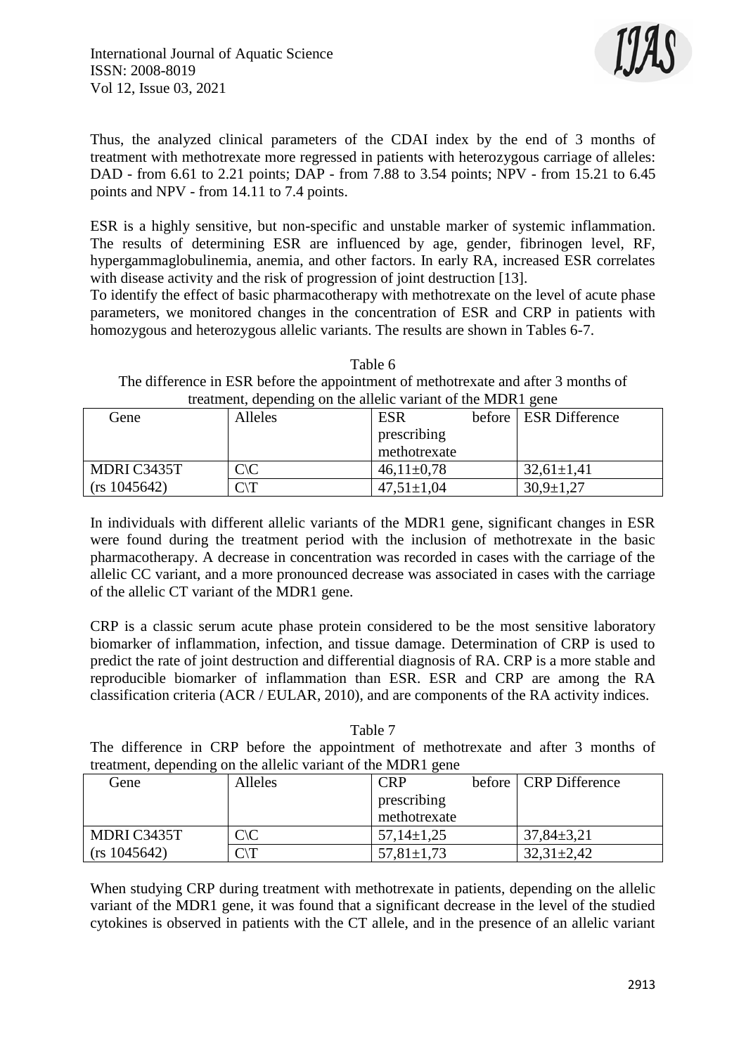Thus, the analyzed clinical parameters of the CDAI index by the end of 3 months of treatment with methotrexate more regressed in patients with heterozygous carriage of alleles: DAD - from 6.61 to 2.21 points; DAP - from 7.88 to 3.54 points; NPV - from 15.21 to 6.45 points and NPV - from 14.11 to 7.4 points.

ESR is a highly sensitive, but non-specific and unstable marker of systemic inflammation. The results of determining ESR are influenced by age, gender, fibrinogen level, RF, hypergammaglobulinemia, anemia, and other factors. In early RA, increased ESR correlates with disease activity and the risk of progression of joint destruction [13].

To identify the effect of basic pharmacotherapy with methotrexate on the level of acute phase parameters, we monitored changes in the concentration of ESR and CRP in patients with homozygous and heterozygous allelic variants. The results are shown in Tables 6-7.

Table 6

The difference in ESR before the appointment of methotrexate and after 3 months of treatment, depending on the allelic variant of the MDR1 gene

| Gene | Alleles | ESR before prescribing methotrexate | ESR Difference |
|---|---|---|---|
| MDRI C3435T | C\C | 46,11±0,78 | 32,61±1,41 |
| (rs 1045642) | C\T | 47,51±1,04 | 30,9±1,27 |

In individuals with different allelic variants of the MDR1 gene, significant changes in ESR were found during the treatment period with the inclusion of methotrexate in the basic pharmacotherapy. A decrease in concentration was recorded in cases with the carriage of the allelic CC variant, and a more pronounced decrease was associated in cases with the carriage of the allelic CT variant of the MDR1 gene.

CRP is a classic serum acute phase protein considered to be the most sensitive laboratory biomarker of inflammation, infection, and tissue damage. Determination of CRP is used to predict the rate of joint destruction and differential diagnosis of RA. CRP is a more stable and reproducible biomarker of inflammation than ESR. ESR and CRP are among the RA classification criteria (ACR / EULAR, 2010), and are components of the RA activity indices.

Table 7

The difference in CRP before the appointment of methotrexate and after 3 months of treatment, depending on the allelic variant of the MDR1 gene

| Gene | Alleles | CRP before prescribing methotrexate | CRP Difference |
|---|---|---|---|
| MDRI C3435T | C\C | 57,14±1,25 | 37,84±3,21 |
| (rs 1045642) | C\T | 57,81±1,73 | 32,31±2,42 |

When studying CRP during treatment with methotrexate in patients, depending on the allelic variant of the MDR1 gene, it was found that a significant decrease in the level of the studied cytokines is observed in patients with the CT allele, and in the presence of an allelic variant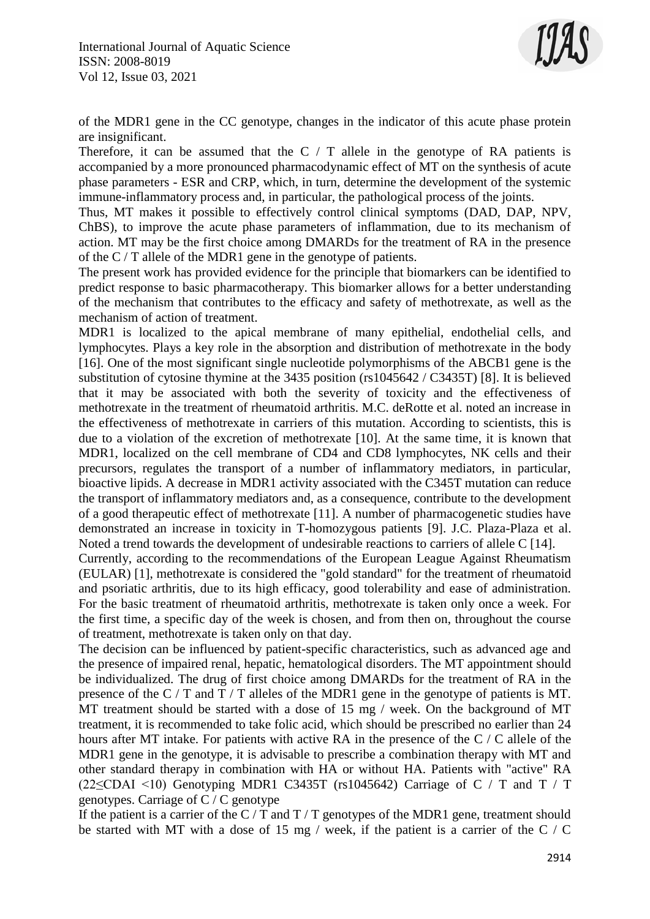of the MDR1 gene in the CC genotype, changes in the indicator of this acute phase protein are insignificant.

Therefore, it can be assumed that the C / T allele in the genotype of RA patients is accompanied by a more pronounced pharmacodynamic effect of MT on the synthesis of acute phase parameters - ESR and CRP, which, in turn, determine the development of the systemic immune-inflammatory process and, in particular, the pathological process of the joints.

Thus, MT makes it possible to effectively control clinical symptoms (DAD, DAP, NPV, ChBS), to improve the acute phase parameters of inflammation, due to its mechanism of action. MT may be the first choice among DMARDs for the treatment of RA in the presence of the C / T allele of the MDR1 gene in the genotype of patients.

The present work has provided evidence for the principle that biomarkers can be identified to predict response to basic pharmacotherapy. This biomarker allows for a better understanding of the mechanism that contributes to the efficacy and safety of methotrexate, as well as the mechanism of action of treatment.

MDR1 is localized to the apical membrane of many epithelial, endothelial cells, and lymphocytes. Plays a key role in the absorption and distribution of methotrexate in the body [16]. One of the most significant single nucleotide polymorphisms of the ABCB1 gene is the substitution of cytosine thymine at the 3435 position (rs1045642 / C3435T) [8]. It is believed that it may be associated with both the severity of toxicity and the effectiveness of methotrexate in the treatment of rheumatoid arthritis. M.C. deRotte et al. noted an increase in the effectiveness of methotrexate in carriers of this mutation. According to scientists, this is due to a violation of the excretion of methotrexate [10]. At the same time, it is known that MDR1, localized on the cell membrane of CD4 and CD8 lymphocytes, NK cells and their precursors, regulates the transport of a number of inflammatory mediators, in particular, bioactive lipids. A decrease in MDR1 activity associated with the C345T mutation can reduce the transport of inflammatory mediators and, as a consequence, contribute to the development of a good therapeutic effect of methotrexate [11]. A number of pharmacogenetic studies have demonstrated an increase in toxicity in T-homozygous patients [9]. J.C. Plaza-Plaza et al. Noted a trend towards the development of undesirable reactions to carriers of allele C [14].

Currently, according to the recommendations of the European League Against Rheumatism (EULAR) [1], methotrexate is considered the "gold standard" for the treatment of rheumatoid and psoriatic arthritis, due to its high efficacy, good tolerability and ease of administration. For the basic treatment of rheumatoid arthritis, methotrexate is taken only once a week. For the first time, a specific day of the week is chosen, and from then on, throughout the course of treatment, methotrexate is taken only on that day.

The decision can be influenced by patient-specific characteristics, such as advanced age and the presence of impaired renal, hepatic, hematological disorders. The MT appointment should be individualized. The drug of first choice among DMARDs for the treatment of RA in the presence of the C / T and T / T alleles of the MDR1 gene in the genotype of patients is MT. MT treatment should be started with a dose of 15 mg / week. On the background of MT treatment, it is recommended to take folic acid, which should be prescribed no earlier than 24 hours after MT intake. For patients with active RA in the presence of the C / C allele of the MDR1 gene in the genotype, it is advisable to prescribe a combination therapy with MT and other standard therapy in combination with HA or without HA. Patients with "active" RA ($22 \leq$CDAI $<10$) Genotyping MDR1 C3435T (rs1045642) Carriage of C / T and T / T genotypes. Carriage of C / C genotype

If the patient is a carrier of the C / T and T / T genotypes of the MDR1 gene, treatment should be started with MT with a dose of 15 mg / week, if the patient is a carrier of the C / C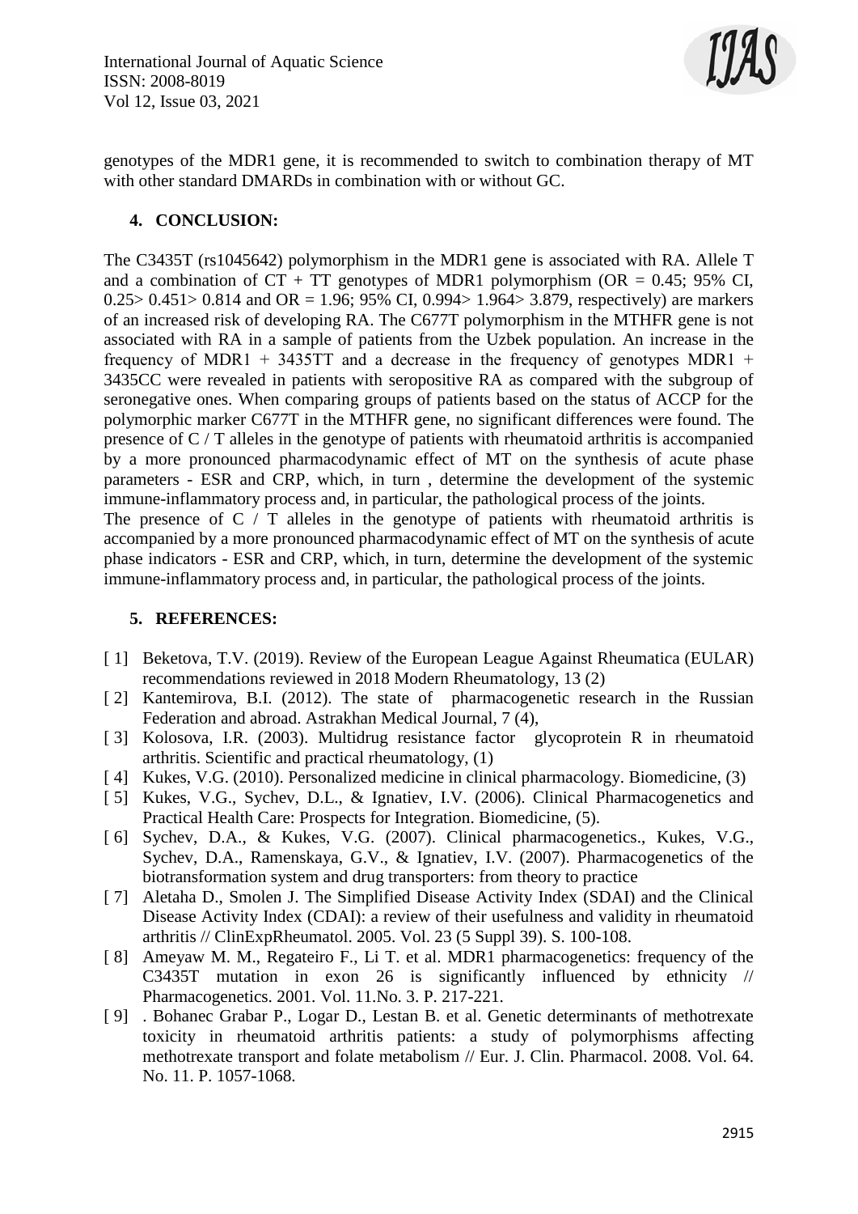genotypes of the MDR1 gene, it is recommended to switch to combination therapy of MT with other standard DMARDs in combination with or without GC.

## 4. CONCLUSION:

The C3435T (rs1045642) polymorphism in the MDR1 gene is associated with RA. Allele T and a combination of CT + TT genotypes of MDR1 polymorphism (OR = 0.45; 95% CI, 0.25> 0.451> 0.814 and OR = 1.96; 95% CI, 0.994> 1.964> 3.879, respectively) are markers of an increased risk of developing RA. The C677T polymorphism in the MTHFR gene is not associated with RA in a sample of patients from the Uzbek population. An increase in the frequency of MDR1 + 3435TT and a decrease in the frequency of genotypes MDR1 + 3435CC were revealed in patients with seropositive RA as compared with the subgroup of seronegative ones. When comparing groups of patients based on the status of ACCP for the polymorphic marker C677T in the MTHFR gene, no significant differences were found. The presence of C / T alleles in the genotype of patients with rheumatoid arthritis is accompanied by a more pronounced pharmacodynamic effect of MT on the synthesis of acute phase parameters - ESR and CRP, which, in turn , determine the development of the systemic immune-inflammatory process and, in particular, the pathological process of the joints.

The presence of C / T alleles in the genotype of patients with rheumatoid arthritis is accompanied by a more pronounced pharmacodynamic effect of MT on the synthesis of acute phase indicators - ESR and CRP, which, in turn, determine the development of the systemic immune-inflammatory process and, in particular, the pathological process of the joints.

## 5. REFERENCES:

[1] Beketova, T.V. (2019). Review of the European League Against Rheumatica (EULAR) recommendations reviewed in 2018 Modern Rheumatology, 13 (2)

[2] Kantemirova, B.I. (2012). The state of pharmacogenetic research in the Russian Federation and abroad. Astrakhan Medical Journal, 7 (4),

[3] Kolosova, I.R. (2003). Multidrug resistance factor glycoprotein R in rheumatoid arthritis. Scientific and practical rheumatology, (1)

[4] Kukes, V.G. (2010). Personalized medicine in clinical pharmacology. Biomedicine, (3)

[5] Kukes, V.G., Sychev, D.L., & Ignatiev, I.V. (2006). Clinical Pharmacogenetics and Practical Health Care: Prospects for Integration. Biomedicine, (5).

[6] Sychev, D.A., & Kukes, V.G. (2007). Clinical pharmacogenetics., Kukes, V.G., Sychev, D.A., Ramenskaya, G.V., & Ignatiev, I.V. (2007). Pharmacogenetics of the biotransformation system and drug transporters: from theory to practice

[7] Aletaha D., Smolen J. The Simplified Disease Activity Index (SDAI) and the Clinical Disease Activity Index (CDAI): a review of their usefulness and validity in rheumatoid arthritis // ClinExpRheumatol. 2005. Vol. 23 (5 Suppl 39). S. 100-108.

[8] Ameyaw M. M., Regateiro F., Li T. et al. MDR1 pharmacogenetics: frequency of the C3435T mutation in exon 26 is significantly influenced by ethnicity // Pharmacogenetics. 2001. Vol. 11.No. 3. P. 217-221.

[9] . Bohanec Grabar P., Logar D., Lestan B. et al. Genetic determinants of methotrexate toxicity in rheumatoid arthritis patients: a study of polymorphisms affecting methotrexate transport and folate metabolism // Eur. J. Clin. Pharmacol. 2008. Vol. 64. No. 11. P. 1057-1068.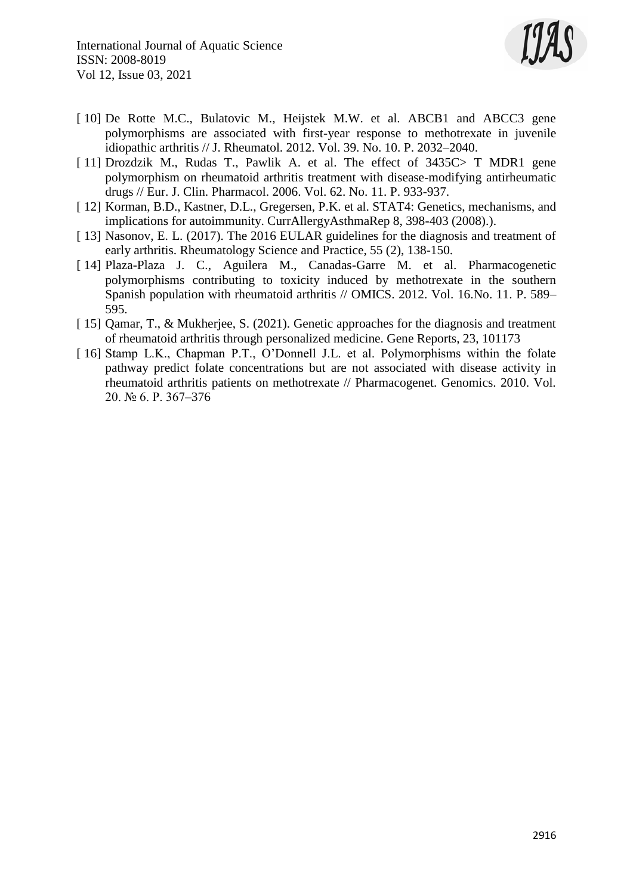[ 10] De Rotte M.C., Bulatovic M., Heijstek M.W. et al. ABCB1 and ABCC3 gene polymorphisms are associated with first-year response to methotrexate in juvenile idiopathic arthritis // J. Rheumatol. 2012. Vol. 39. No. 10. P. 2032–2040.

[ 11] Drozdzik M., Rudas T., Pawlik A. et al. The effect of 3435C> T MDR1 gene polymorphism on rheumatoid arthritis treatment with disease-modifying antirheumatic drugs // Eur. J. Clin. Pharmacol. 2006. Vol. 62. No. 11. P. 933-937.

[ 12] Korman, B.D., Kastner, D.L., Gregersen, P.K. et al. STAT4: Genetics, mechanisms, and implications for autoimmunity. CurrAllergyAsthmaRep 8, 398-403 (2008).).

[ 13] Nasonov, E. L. (2017). The 2016 EULAR guidelines for the diagnosis and treatment of early arthritis. Rheumatology Science and Practice, 55 (2), 138-150.

[ 14] Plaza-Plaza J. C., Aguilera M., Canadas-Garre M. et al. Pharmacogenetic polymorphisms contributing to toxicity induced by methotrexate in the southern Spanish population with rheumatoid arthritis // OMICS. 2012. Vol. 16.No. 11. P. 589–595.

[ 15] Qamar, T., & Mukherjee, S. (2021). Genetic approaches for the diagnosis and treatment of rheumatoid arthritis through personalized medicine. Gene Reports, 23, 101173

[ 16] Stamp L.K., Chapman P.T., O'Donnell J.L. et al. Polymorphisms within the folate pathway predict folate concentrations but are not associated with disease activity in rheumatoid arthritis patients on methotrexate // Pharmacogenet. Genomics. 2010. Vol. 20. № 6. P. 367–376